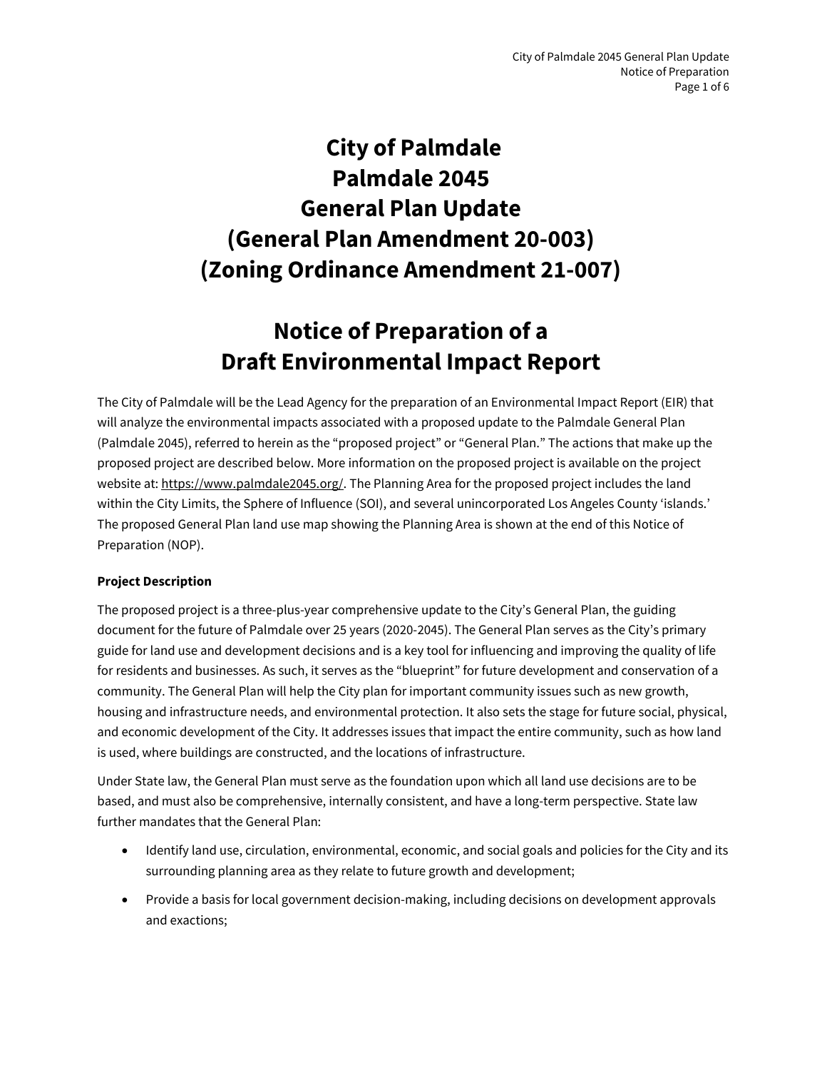# City of Palmdale Palmdale 2045 General Plan Update (General Plan Amendment 20-003) (Zoning Ordinance Amendment 21-007)

# Notice of Preparation of a Draft Environmental Impact Report

The City of Palmdale will be the Lead Agency for the preparation of an Environmental Impact Report (EIR) that will analyze the environmental impacts associated with a proposed update to the Palmdale General Plan (Palmdale 2045), referred to herein as the "proposed project" or "General Plan." The actions that make up the proposed project are described below. More information on the proposed project is available on the project website at: https://www.palmdale2045.org/. The Planning Area for the proposed project includes the land within the City Limits, the Sphere of Influence (SOI), and several unincorporated Los Angeles County 'islands.' The proposed General Plan land use map showing the Planning Area is shown at the end of this Notice of Preparation (NOP).

**Project Description**

The proposed project is a three-plus-year comprehensive update to the City's General Plan, the guiding document for the future of Palmdale over 25 years (2020-2045). The General Plan serves as the City's primary guide for land use and development decisions and is a key tool for influencing and improving the quality of life for residents and businesses. As such, it serves as the "blueprint" for future development and conservation of a community. The General Plan will help the City plan for important community issues such as new growth, housing and infrastructure needs, and environmental protection. It also sets the stage for future social, physical, and economic development of the City. It addresses issues that impact the entire community, such as how land is used, where buildings are constructed, and the locations of infrastructure.

Under State law, the General Plan must serve as the foundation upon which all land use decisions are to be based, and must also be comprehensive, internally consistent, and have a long-term perspective. State law further mandates that the General Plan:

- Identify land use, circulation, environmental, economic, and social goals and policies for the City and its surrounding planning area as they relate to future growth and development;
- Provide a basis for local government decision-making, including decisions on development approvals and exactions;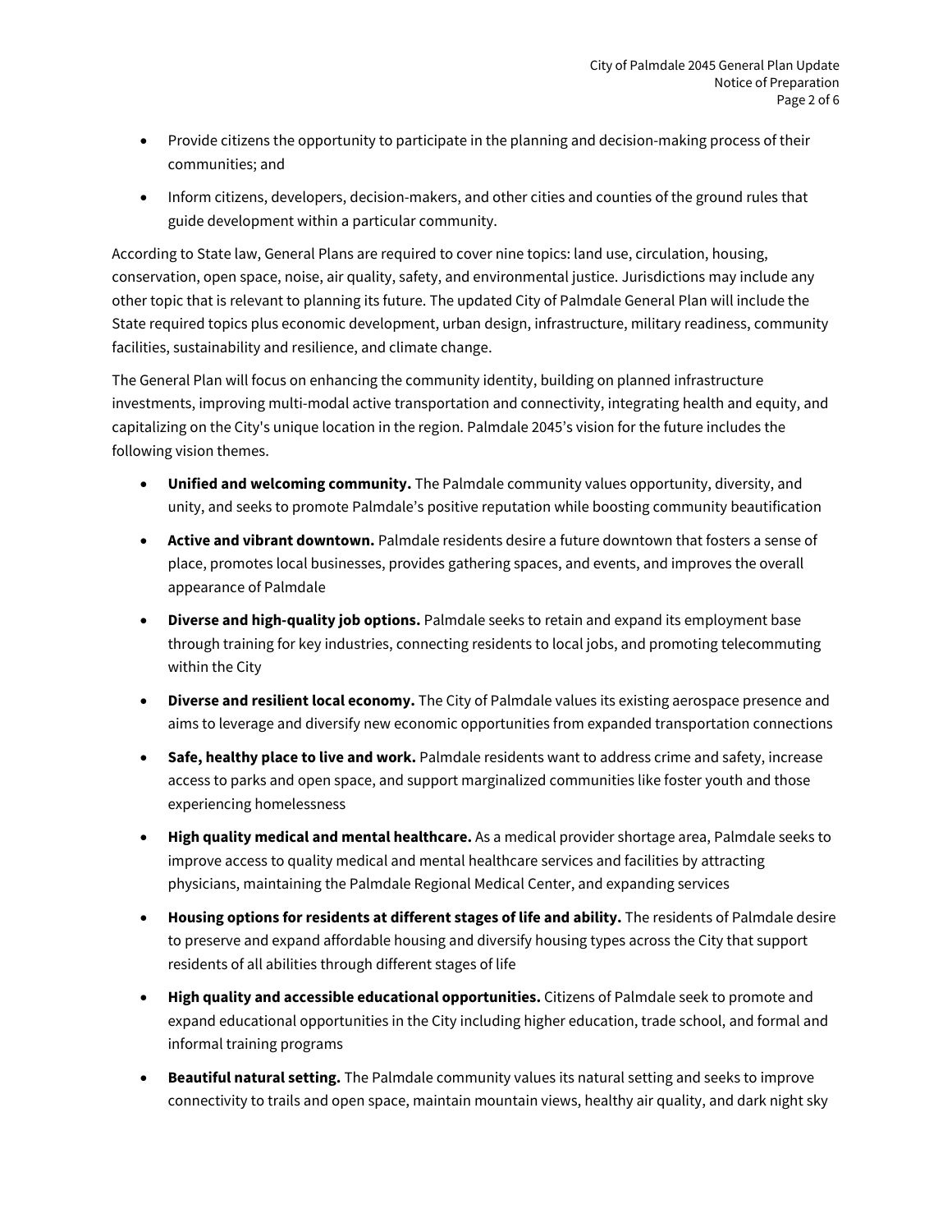- Provide citizens the opportunity to participate in the planning and decision-making process of their communities; and
- Inform citizens, developers, decision-makers, and other cities and counties of the ground rules that guide development within a particular community.

According to State law, General Plans are required to cover nine topics: land use, circulation, housing, conservation, open space, noise, air quality, safety, and environmental justice. Jurisdictions may include any other topic that is relevant to planning its future. The updated City of Palmdale General Plan will include the State required topics plus economic development, urban design, infrastructure, military readiness, community facilities, sustainability and resilience, and climate change.

The General Plan will focus on enhancing the community identity, building on planned infrastructure investments, improving multi-modal active transportation and connectivity, integrating health and equity, and capitalizing on the City's unique location in the region. Palmdale 2045's vision for the future includes the following vision themes.

- **Unified and welcoming community.** The Palmdale community values opportunity, diversity, and unity, and seeks to promote Palmdale's positive reputation while boosting community beautification
- **Active and vibrant downtown.** Palmdale residents desire a future downtown that fosters a sense of place, promotes local businesses, provides gathering spaces, and events, and improves the overall appearance of Palmdale
- **Diverse and high-quality job options.** Palmdale seeks to retain and expand its employment base through training for key industries, connecting residents to local jobs, and promoting telecommuting within the City
- **Diverse and resilient local economy.** The City of Palmdale values its existing aerospace presence and aims to leverage and diversify new economic opportunities from expanded transportation connections
- **Safe, healthy place to live and work.** Palmdale residents want to address crime and safety, increase access to parks and open space, and support marginalized communities like foster youth and those experiencing homelessness
- **High quality medical and mental healthcare.** As a medical provider shortage area, Palmdale seeks to improve access to quality medical and mental healthcare services and facilities by attracting physicians, maintaining the Palmdale Regional Medical Center, and expanding services
- **Housing options for residents at different stages of life and ability.** The residents of Palmdale desire to preserve and expand affordable housing and diversify housing types across the City that support residents of all abilities through different stages of life
- **High quality and accessible educational opportunities.** Citizens of Palmdale seek to promote and expand educational opportunities in the City including higher education, trade school, and formal and informal training programs
- **Beautiful natural setting.** The Palmdale community values its natural setting and seeks to improve connectivity to trails and open space, maintain mountain views, healthy air quality, and dark night sky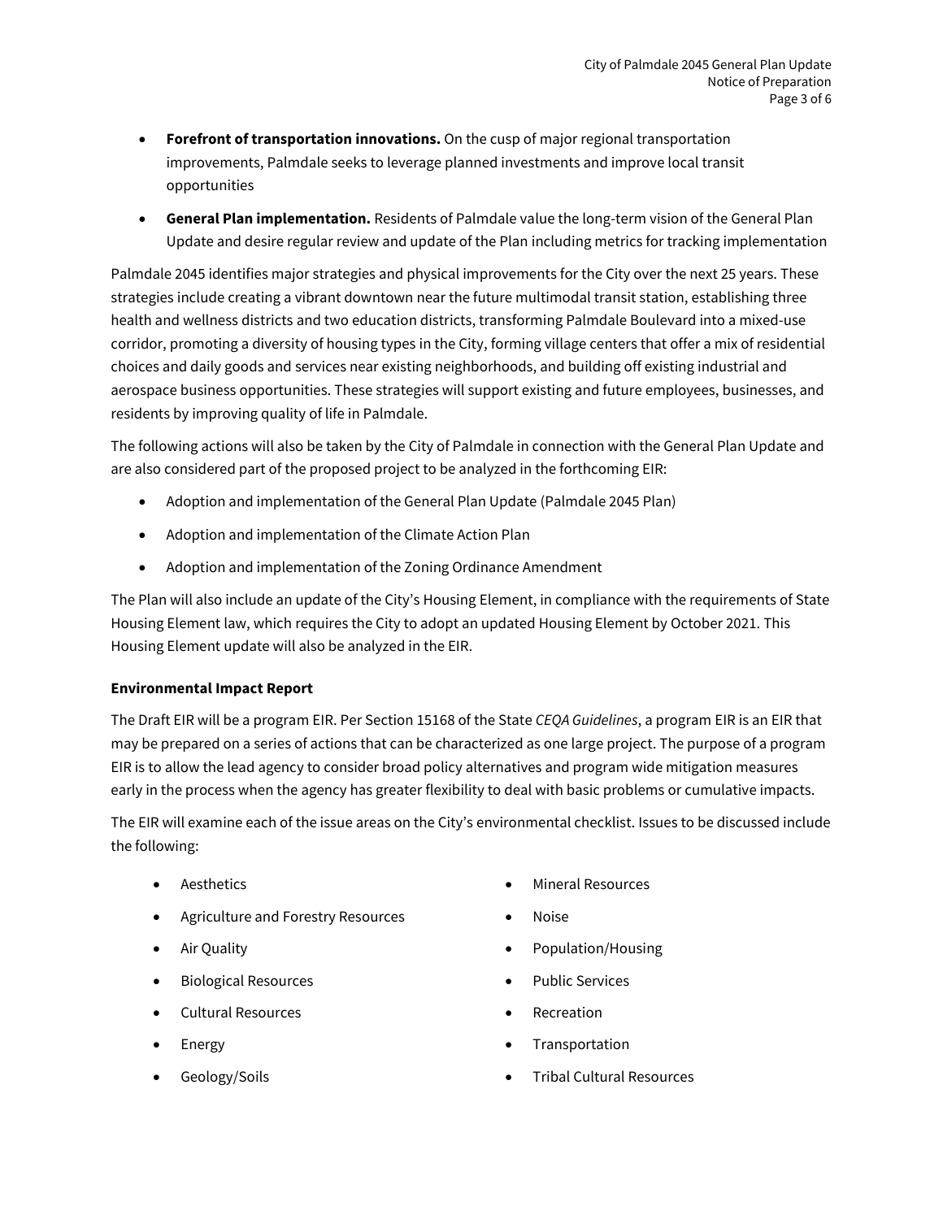- **Forefront of transportation innovations.** On the cusp of major regional transportation improvements, Palmdale seeks to leverage planned investments and improve local transit opportunities
- **General Plan implementation.** Residents of Palmdale value the long-term vision of the General Plan Update and desire regular review and update of the Plan including metrics for tracking implementation

Palmdale 2045 identifies major strategies and physical improvements for the City over the next 25 years. These strategies include creating a vibrant downtown near the future multimodal transit station, establishing three health and wellness districts and two education districts, transforming Palmdale Boulevard into a mixed-use corridor, promoting a diversity of housing types in the City, forming village centers that offer a mix of residential choices and daily goods and services near existing neighborhoods, and building off existing industrial and aerospace business opportunities. These strategies will support existing and future employees, businesses, and residents by improving quality of life in Palmdale.

The following actions will also be taken by the City of Palmdale in connection with the General Plan Update and are also considered part of the proposed project to be analyzed in the forthcoming EIR:

- Adoption and implementation of the General Plan Update (Palmdale 2045 Plan)
- Adoption and implementation of the Climate Action Plan
- Adoption and implementation of the Zoning Ordinance Amendment

The Plan will also include an update of the City's Housing Element, in compliance with the requirements of State Housing Element law, which requires the City to adopt an updated Housing Element by October 2021. This Housing Element update will also be analyzed in the EIR.

**Environmental Impact Report**

The Draft EIR will be a program EIR. Per Section 15168 of the State *CEQA Guidelines*, a program EIR is an EIR that may be prepared on a series of actions that can be characterized as one large project. The purpose of a program EIR is to allow the lead agency to consider broad policy alternatives and program wide mitigation measures early in the process when the agency has greater flexibility to deal with basic problems or cumulative impacts.

The EIR will examine each of the issue areas on the City's environmental checklist. Issues to be discussed include the following:

- Aesthetics
- Agriculture and Forestry Resources
- Air Quality
- Biological Resources
- Cultural Resources
- Energy
- Geology/Soils
- Mineral Resources
- Noise
- Population/Housing
- Public Services
- Recreation
- Transportation
- Tribal Cultural Resources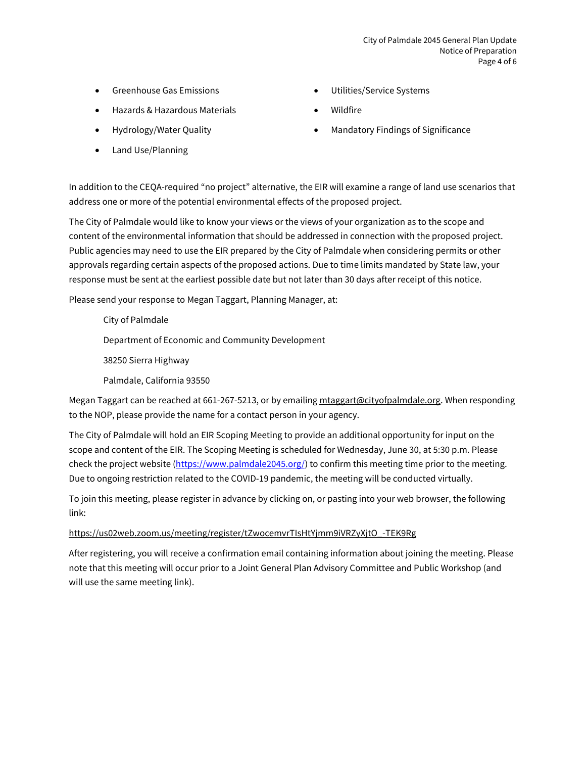- Greenhouse Gas Emissions
- Hazards & Hazardous Materials
- Hydrology/Water Quality
- Land Use/Planning
- Utilities/Service Systems
- Wildfire
- Mandatory Findings of Significance

In addition to the CEQA-required "no project" alternative, the EIR will examine a range of land use scenarios that address one or more of the potential environmental effects of the proposed project.

The City of Palmdale would like to know your views or the views of your organization as to the scope and content of the environmental information that should be addressed in connection with the proposed project. Public agencies may need to use the EIR prepared by the City of Palmdale when considering permits or other approvals regarding certain aspects of the proposed actions. Due to time limits mandated by State law, your response must be sent at the earliest possible date but not later than 30 days after receipt of this notice.

Please send your response to Megan Taggart, Planning Manager, at:

City of Palmdale

Department of Economic and Community Development

38250 Sierra Highway

Palmdale, California 93550

Megan Taggart can be reached at 661-267-5213, or by emailing mtaggart@cityofpalmdale.org. When responding to the NOP, please provide the name for a contact person in your agency.

The City of Palmdale will hold an EIR Scoping Meeting to provide an additional opportunity for input on the scope and content of the EIR. The Scoping Meeting is scheduled for Wednesday, June 30, at 5:30 p.m. Please check the project website (https://www.palmdale2045.org/) to confirm this meeting time prior to the meeting. Due to ongoing restriction related to the COVID-19 pandemic, the meeting will be conducted virtually.

To join this meeting, please register in advance by clicking on, or pasting into your web browser, the following link:

https://us02web.zoom.us/meeting/register/tZwocemvrTIsHtYjmm9iVRZyXjtO_-TEK9Rg

After registering, you will receive a confirmation email containing information about joining the meeting. Please note that this meeting will occur prior to a Joint General Plan Advisory Committee and Public Workshop (and will use the same meeting link).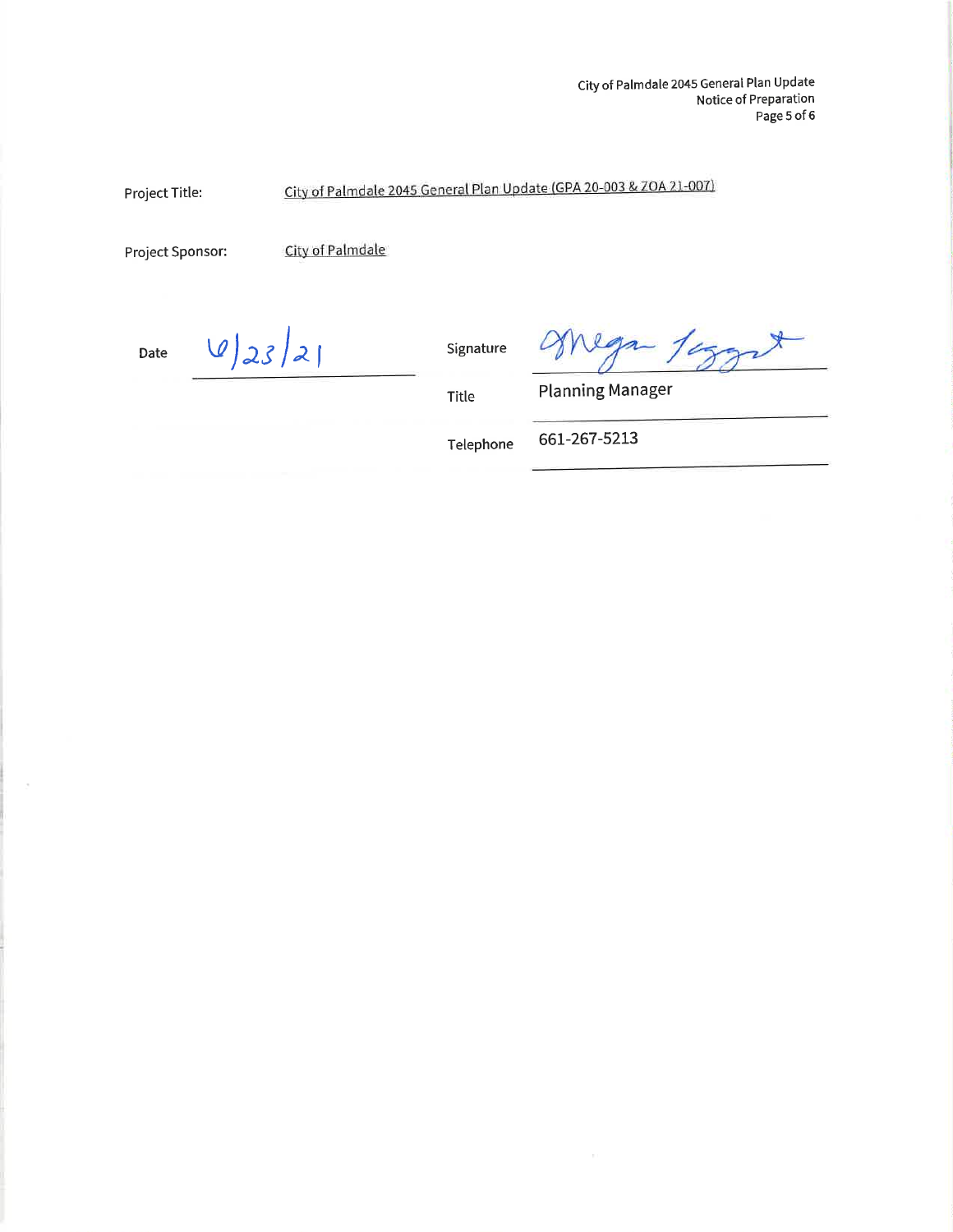Project Title: City of Palmdale 2045 General Plan Update (GPA 20-003 & ZOA 21-007)

Project Sponsor: City of Palmdale

Date: 6/23/21

Signature: Megan Taggart

Title: Planning Manager

Telephone: 661-267-5213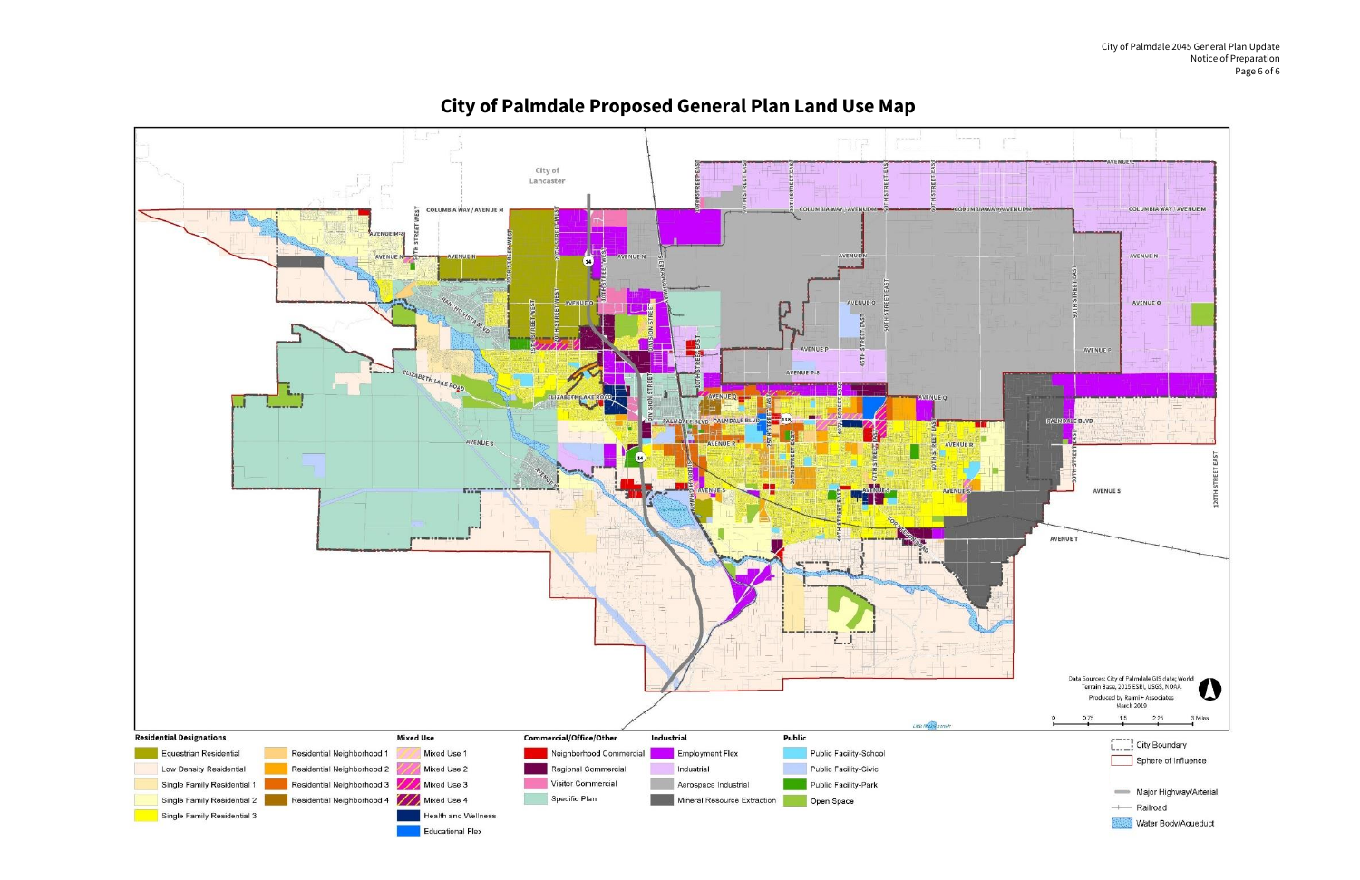# City of Palmdale Proposed General Plan Land Use Map

City of Lancaster

COLUMBIA WAY / AVENUE M

AVENUE L

AVENUE N

AVENUE O

AVENUE P

AVENUE P-8

AVENUE Q

AVENUE R

AVENUE S

AVENUE T

PALMDALE BLVD

ELIZABETH LAKE ROAD

RANCHO VISTA BLVD

SIERRA HWY

10TH STREET WEST

30TH STREET WEST

DIVISION STREET

10TH STREET EAST

20TH STREET EAST

30TH STREET EAST

40TH STREET EAST

47TH STREET EAST

50TH STREET EAST

60TH STREET EAST

90TH STREET EAST

120TH STREET EAST

Data Sources: City of Palmdale GIS data; World Terrain Base, 2015 ESRI, USGS, NOAA.

Produced by Raimi + Associates

March 2019

0 0.75 1.5 2.25 3 Miles

**Residential Designations**

- Equestrian Residential
- Low Density Residential
- Single Family Residential 1
- Single Family Residential 2
- Single Family Residential 3
- Residential Neighborhood 1
- Residential Neighborhood 2
- Residential Neighborhood 3
- Residential Neighborhood 4

**Mixed Use**

- Mixed Use 1
- Mixed Use 2
- Mixed Use 3
- Mixed Use 4
- Health and Wellness
- Educational Flex

**Commercial/Office/Other**

- Neighborhood Commercial
- Regional Commercial
- Visitor Commercial
- Specific Plan

**Industrial**

- Employment Flex
- Industrial
- Aerospace Industrial
- Mineral Resource Extraction

**Public**

- Public Facility-School
- Public Facility-Civic
- Public Facility-Park
- Open Space

- City Boundary
- Sphere of Influence
- Major Highway/Arterial
- Railroad
- Water Body/Aqueduct